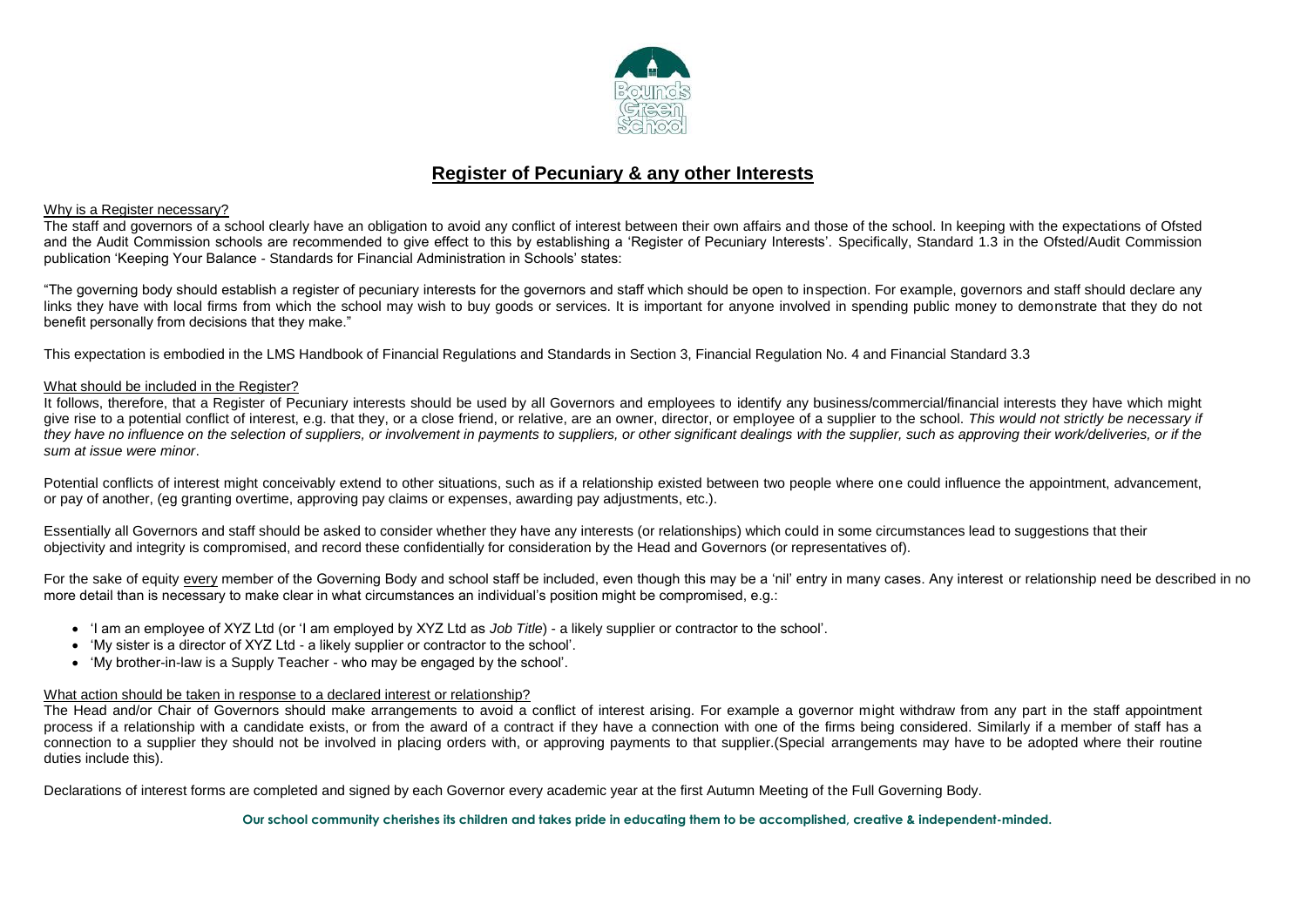# Register of Pecuniary & any other Interests

## Why is a Register necessary?

The staff and governors of a school clearly have an obligation to avoid any conflict of interest between their own affairs and those of the school. In keeping with the expectations of Ofsted and the Audit Commission schools are recommended to give effect to this by establishing a 'Register of Pecuniary Interests'. Specifically, Standard 1.3 in the Ofsted/Audit Commission publication 'Keeping Your Balance - Standards for Financial Administration in Schools' states:

"The governing body should establish a register of pecuniary interests for the governors and staff which should be open to inspection. For example, governors and staff should declare any links they have with local firms from which the school may wish to buy goods or services. It is important for anyone involved in spending public money to demonstrate that they do not benefit personally from decisions that they make."

This expectation is embodied in the LMS Handbook of Financial Regulations and Standards in Section 3, Financial Regulation No. 4 and Financial Standard 3.3

## What should be included in the Register?

It follows, therefore, that a Register of Pecuniary interests should be used by all Governors and employees to identify any business/commercial/financial interests they have which might give rise to a potential conflict of interest, e.g. that they, or a close friend, or relative, are an owner, director, or employee of a supplier to the school. *This would not strictly be necessary if they have no influence on the selection of suppliers, or involvement in payments to suppliers, or other significant dealings with the supplier, such as approving their work/deliveries, or if the sum at issue were minor*.

Potential conflicts of interest might conceivably extend to other situations, such as if a relationship existed between two people where one could influence the appointment, advancement, or pay of another, (eg granting overtime, approving pay claims or expenses, awarding pay adjustments, etc.).

Essentially all Governors and staff should be asked to consider whether they have any interests (or relationships) which could in some circumstances lead to suggestions that their objectivity and integrity is compromised, and record these confidentially for consideration by the Head and Governors (or representatives of).

For the sake of equity every member of the Governing Body and school staff be included, even though this may be a 'nil' entry in many cases. Any interest or relationship need be described in no more detail than is necessary to make clear in what circumstances an individual's position might be compromised, e.g.:

- 'I am an employee of XYZ Ltd (or 'I am employed by XYZ Ltd as *Job Title*) - a likely supplier or contractor to the school'.
- 'My sister is a director of XYZ Ltd - a likely supplier or contractor to the school'.
- 'My brother-in-law is a Supply Teacher - who may be engaged by the school'.

## What action should be taken in response to a declared interest or relationship?

The Head and/or Chair of Governors should make arrangements to avoid a conflict of interest arising. For example a governor might withdraw from any part in the staff appointment process if a relationship with a candidate exists, or from the award of a contract if they have a connection with one of the firms being considered. Similarly if a member of staff has a connection to a supplier they should not be involved in placing orders with, or approving payments to that supplier.(Special arrangements may have to be adopted where their routine duties include this).

Declarations of interest forms are completed and signed by each Governor every academic year at the first Autumn Meeting of the Full Governing Body.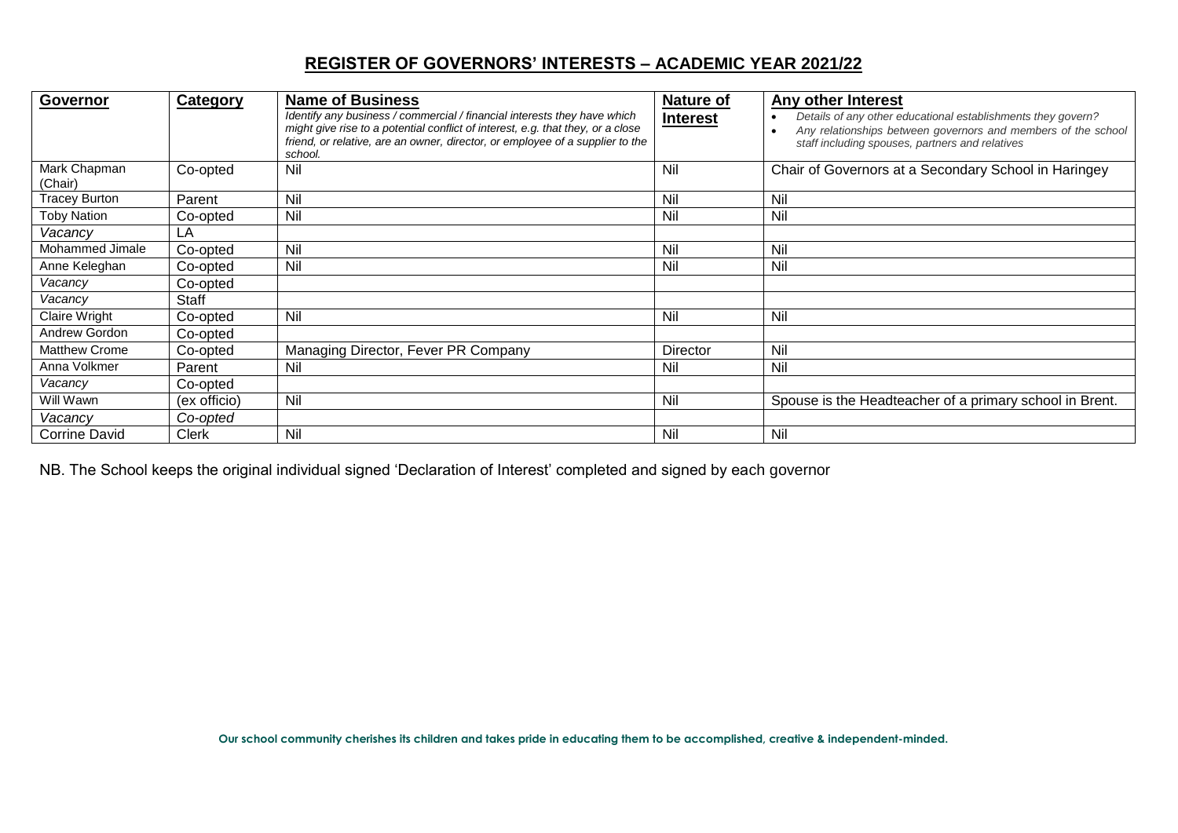## REGISTER OF GOVERNORS' INTERESTS – ACADEMIC YEAR 2021/22

| **Governor** | **Category** | **Name of Business**<br>*Identify any business / commercial / financial interests they have which might give rise to a potential conflict of interest, e.g. that they, or a close friend, or relative, are an owner, director, or employee of a supplier to the school.* | **Nature of Interest** | **Any other Interest**<br>• *Details of any other educational establishments they govern?*<br>• *Any relationships between governors and members of the school staff including spouses, partners and relatives* |
|---|---|---|---|---|
| Mark Chapman (Chair) | Co-opted | Nil | Nil | Chair of Governors at a Secondary School in Haringey |
| Tracey Burton | Parent | Nil | Nil | Nil |
| Toby Nation | Co-opted | Nil | Nil | Nil |
| *Vacancy* | LA | | | |
| Mohammed Jimale | Co-opted | Nil | Nil | Nil |
| Anne Keleghan | Co-opted | Nil | Nil | Nil |
| *Vacancy* | Co-opted | | | |
| *Vacancy* | Staff | | | |
| Claire Wright | Co-opted | Nil | Nil | Nil |
| Andrew Gordon | Co-opted | | | |
| Matthew Crome | Co-opted | Managing Director, Fever PR Company | Director | Nil |
| Anna Volkmer | Parent | Nil | Nil | Nil |
| *Vacancy* | Co-opted | | | |
| Will Wawn | (ex officio) | Nil | Nil | Spouse is the Headteacher of a primary school in Brent. |
| *Vacancy* | *Co-opted* | | | |
| Corrine David | Clerk | Nil | Nil | Nil |

NB. The School keeps the original individual signed 'Declaration of Interest' completed and signed by each governor

**Our school community cherishes its children and takes pride in educating them to be accomplished, creative & independent-minded.**